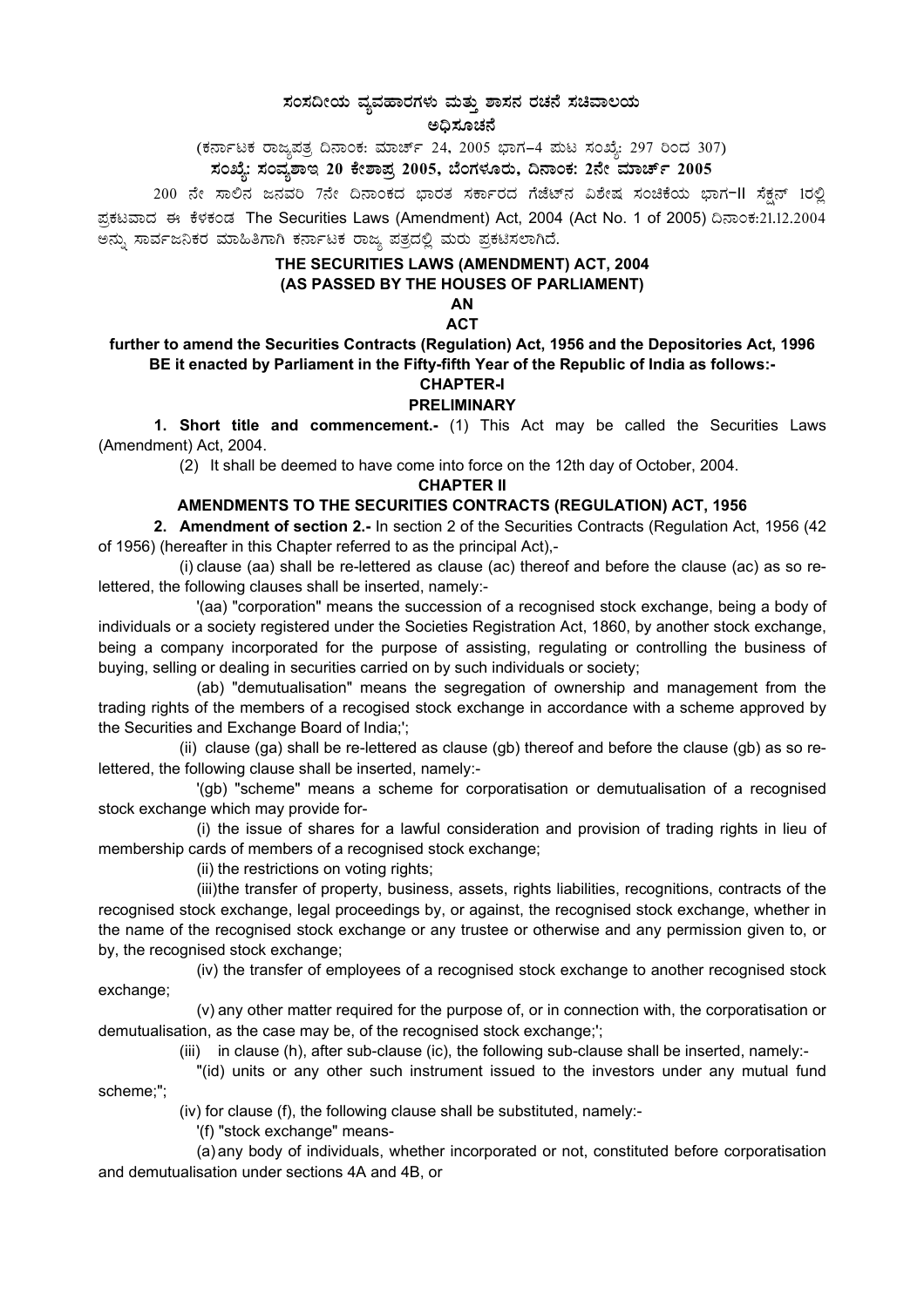# ಸಂಸದೀಯ ವ್ಯವಹಾರಗಳು ಮತ್ತು ಶಾಸನ ರಚನೆ ಸಚಿವಾಲಯ

## ಅಧಿಸೂಚನೆ

(ಕರ್ನಾಟಕ ರಾಜ್ಯಪತ್ರ ದಿನಾಂಕ: ಮಾರ್ಚ್ 24, 2005 ಭಾಗ–4 ಪುಟ ಸಂಖ್ಯೆ: 297 ರಿಂದ 307)

**ಸಂಖ್ಯೆ: ಸಂವ್ಯಶಾಇ 20 ಕೇಶಾಪ್ರ 2005, ಬೆಂಗಳೂರು, ದಿನಾಂಕ: 2ನೇ ಮಾರ್ಚ್ 2005**

200 ನೇ ಸಾಲಿನ ಜನವರಿ 7ನೇ ದಿನಾಂಕದ ಭಾರತ ಸರ್ಕಾರದ ಗೆಜೆಟ್‌ನ ವಿಶೇಷ ಸಂಚಿಕೆಯ ಭಾಗ-II ಸೆಕ್ಷನ್ 1ರಲ್ಲಿ ಪ್ರಕಟವಾದ ಈ ಕೆಳಕಂಡ The Securities Laws (Amendment) Act, 2004 (Act No. 1 of 2005) ದಿನಾಂಕ:21.12.2004 ಅನ್ನು ಸಾರ್ವಜನಿಕರ ಮಾಹಿತಿಗಾಗಿ ಕರ್ನಾಟಕ ರಾಜ್ಯ ಪತ್ರದಲ್ಲಿ ಮರು ಪ್ರಕಟಿಸಲಾಗಿದೆ.

## THE SECURITIES LAWS (AMENDMENT) ACT, 2004
## (AS PASSED BY THE HOUSES OF PARLIAMENT)

**AN**

**ACT**

**further to amend the Securities Contracts (Regulation) Act, 1956 and the Depositories Act, 1996**

**BE it enacted by Parliament in the Fifty-fifth Year of the Republic of India as follows:-**

### CHAPTER-I

### PRELIMINARY

**1. Short title and commencement.-** (1) This Act may be called the Securities Laws (Amendment) Act, 2004.

(2) It shall be deemed to have come into force on the 12th day of October, 2004.

### CHAPTER II

### AMENDMENTS TO THE SECURITIES CONTRACTS (REGULATION) ACT, 1956

**2. Amendment of section 2.-** In section 2 of the Securities Contracts (Regulation Act, 1956 (42 of 1956) (hereafter in this Chapter referred to as the principal Act),-

(i) clause (aa) shall be re-lettered as clause (ac) thereof and before the clause (ac) as so re-lettered, the following clauses shall be inserted, namely:-

'(aa) "corporation" means the succession of a recognised stock exchange, being a body of individuals or a society registered under the Societies Registration Act, 1860, by another stock exchange, being a company incorporated for the purpose of assisting, regulating or controlling the business of buying, selling or dealing in securities carried on by such individuals or society;

(ab) "demutualisation" means the segregation of ownership and management from the trading rights of the members of a recogised stock exchange in accordance with a scheme approved by the Securities and Exchange Board of India;';

(ii) clause (ga) shall be re-lettered as clause (gb) thereof and before the clause (gb) as so re-lettered, the following clause shall be inserted, namely:-

'(gb) "scheme" means a scheme for corporatisation or demutualisation of a recognised stock exchange which may provide for-

(i) the issue of shares for a lawful consideration and provision of trading rights in lieu of membership cards of members of a recognised stock exchange;

(ii) the restrictions on voting rights;

(iii)the transfer of property, business, assets, rights liabilities, recognitions, contracts of the recognised stock exchange, legal proceedings by, or against, the recognised stock exchange, whether in the name of the recognised stock exchange or any trustee or otherwise and any permission given to, or by, the recognised stock exchange;

(iv) the transfer of employees of a recognised stock exchange to another recognised stock exchange;

(v) any other matter required for the purpose of, or in connection with, the corporatisation or demutualisation, as the case may be, of the recognised stock exchange;';

(iii) in clause (h), after sub-clause (ic), the following sub-clause shall be inserted, namely:-

"(id) units or any other such instrument issued to the investors under any mutual fund scheme;";

(iv) for clause (f), the following clause shall be substituted, namely:-

'(f) "stock exchange" means-

(a) any body of individuals, whether incorporated or not, constituted before corporatisation and demutualisation under sections 4A and 4B, or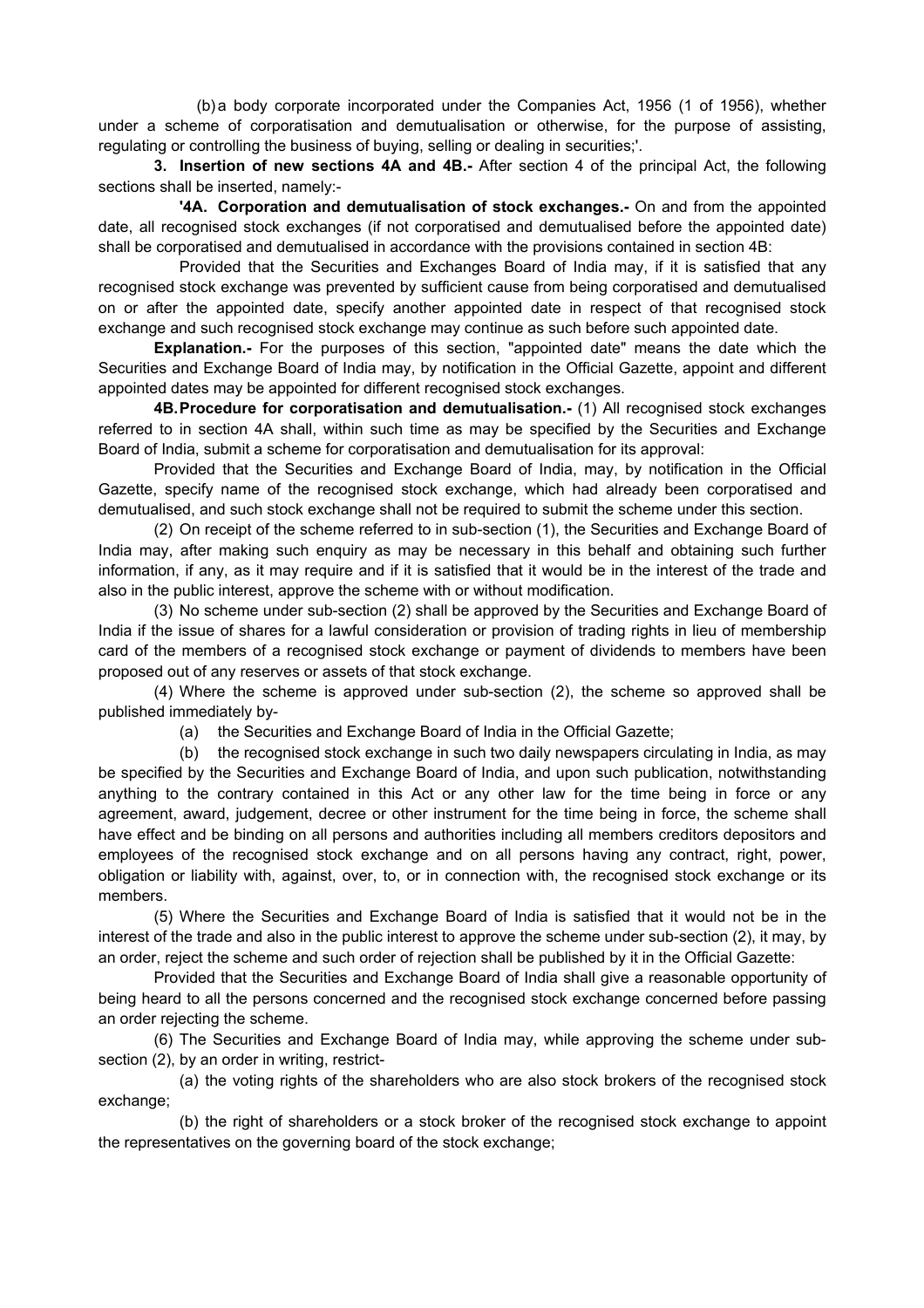(b) a body corporate incorporated under the Companies Act, 1956 (1 of 1956), whether under a scheme of corporatisation and demutualisation or otherwise, for the purpose of assisting, regulating or controlling the business of buying, selling or dealing in securities;'.

**3. Insertion of new sections 4A and 4B.-** After section 4 of the principal Act, the following sections shall be inserted, namely:-

**'4A. Corporation and demutualisation of stock exchanges.-** On and from the appointed date, all recognised stock exchanges (if not corporatised and demutualised before the appointed date) shall be corporatised and demutualised in accordance with the provisions contained in section 4B:

Provided that the Securities and Exchanges Board of India may, if it is satisfied that any recognised stock exchange was prevented by sufficient cause from being corporatised and demutualised on or after the appointed date, specify another appointed date in respect of that recognised stock exchange and such recognised stock exchange may continue as such before such appointed date.

**Explanation.-** For the purposes of this section, "appointed date" means the date which the Securities and Exchange Board of India may, by notification in the Official Gazette, appoint and different appointed dates may be appointed for different recognised stock exchanges.

**4B. Procedure for corporatisation and demutualisation.-** (1) All recognised stock exchanges referred to in section 4A shall, within such time as may be specified by the Securities and Exchange Board of India, submit a scheme for corporatisation and demutualisation for its approval:

Provided that the Securities and Exchange Board of India, may, by notification in the Official Gazette, specify name of the recognised stock exchange, which had already been corporatised and demutualised, and such stock exchange shall not be required to submit the scheme under this section.

(2) On receipt of the scheme referred to in sub-section (1), the Securities and Exchange Board of India may, after making such enquiry as may be necessary in this behalf and obtaining such further information, if any, as it may require and if it is satisfied that it would be in the interest of the trade and also in the public interest, approve the scheme with or without modification.

(3) No scheme under sub-section (2) shall be approved by the Securities and Exchange Board of India if the issue of shares for a lawful consideration or provision of trading rights in lieu of membership card of the members of a recognised stock exchange or payment of dividends to members have been proposed out of any reserves or assets of that stock exchange.

(4) Where the scheme is approved under sub-section (2), the scheme so approved shall be published immediately by-

(a) the Securities and Exchange Board of India in the Official Gazette;

(b) the recognised stock exchange in such two daily newspapers circulating in India, as may be specified by the Securities and Exchange Board of India, and upon such publication, notwithstanding anything to the contrary contained in this Act or any other law for the time being in force or any agreement, award, judgement, decree or other instrument for the time being in force, the scheme shall have effect and be binding on all persons and authorities including all members creditors depositors and employees of the recognised stock exchange and on all persons having any contract, right, power, obligation or liability with, against, over, to, or in connection with, the recognised stock exchange or its members.

(5) Where the Securities and Exchange Board of India is satisfied that it would not be in the interest of the trade and also in the public interest to approve the scheme under sub-section (2), it may, by an order, reject the scheme and such order of rejection shall be published by it in the Official Gazette:

Provided that the Securities and Exchange Board of India shall give a reasonable opportunity of being heard to all the persons concerned and the recognised stock exchange concerned before passing an order rejecting the scheme.

(6) The Securities and Exchange Board of India may, while approving the scheme under sub-section (2), by an order in writing, restrict-

(a) the voting rights of the shareholders who are also stock brokers of the recognised stock exchange;

(b) the right of shareholders or a stock broker of the recognised stock exchange to appoint the representatives on the governing board of the stock exchange;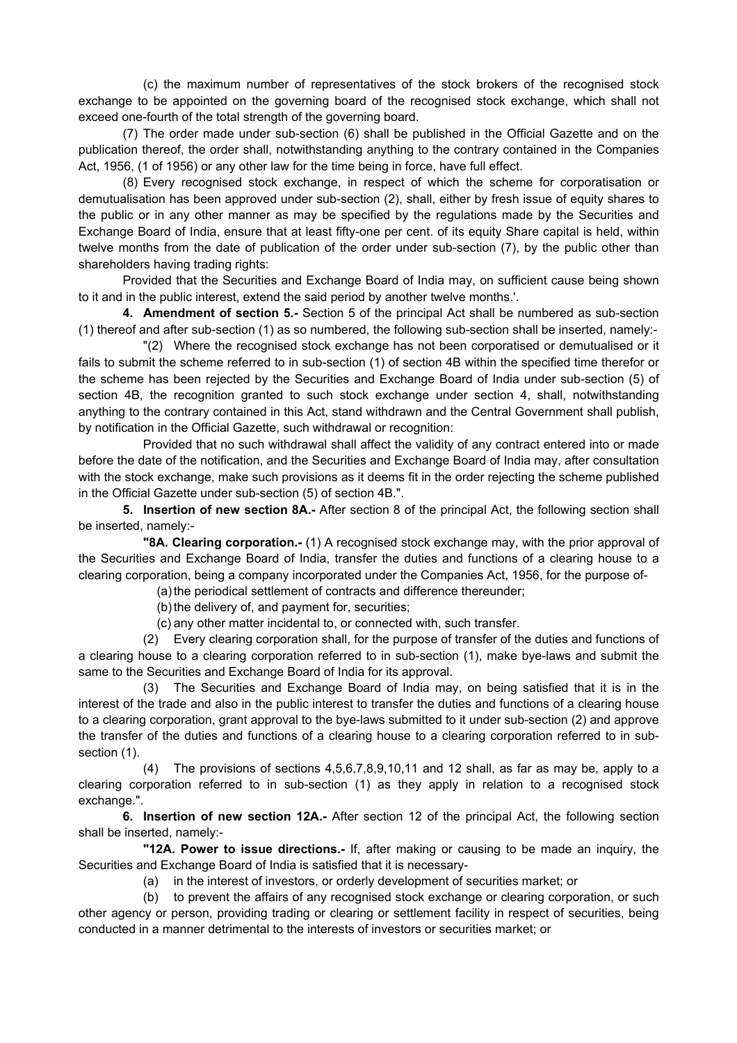(c) the maximum number of representatives of the stock brokers of the recognised stock exchange to be appointed on the governing board of the recognised stock exchange, which shall not exceed one-fourth of the total strength of the governing board.

(7) The order made under sub-section (6) shall be published in the Official Gazette and on the publication thereof, the order shall, notwithstanding anything to the contrary contained in the Companies Act, 1956, (1 of 1956) or any other law for the time being in force, have full effect.

(8) Every recognised stock exchange, in respect of which the scheme for corporatisation or demutualisation has been approved under sub-section (2), shall, either by fresh issue of equity shares to the public or in any other manner as may be specified by the regulations made by the Securities and Exchange Board of India, ensure that at least fifty-one per cent. of its equity Share capital is held, within twelve months from the date of publication of the order under sub-section (7), by the public other than shareholders having trading rights:

Provided that the Securities and Exchange Board of India may, on sufficient cause being shown to it and in the public interest, extend the said period by another twelve months.'.

**4. Amendment of section 5.-** Section 5 of the principal Act shall be numbered as sub-section (1) thereof and after sub-section (1) as so numbered, the following sub-section shall be inserted, namely:-

"(2) Where the recognised stock exchange has not been corporatised or demutualised or it fails to submit the scheme referred to in sub-section (1) of section 4B within the specified time therefor or the scheme has been rejected by the Securities and Exchange Board of India under sub-section (5) of section 4B, the recognition granted to such stock exchange under section 4, shall, notwithstanding anything to the contrary contained in this Act, stand withdrawn and the Central Government shall publish, by notification in the Official Gazette, such withdrawal or recognition:

Provided that no such withdrawal shall affect the validity of any contract entered into or made before the date of the notification, and the Securities and Exchange Board of India may, after consultation with the stock exchange, make such provisions as it deems fit in the order rejecting the scheme published in the Official Gazette under sub-section (5) of section 4B.".

**5. Insertion of new section 8A.-** After section 8 of the principal Act, the following section shall be inserted, namely:-

**"8A. Clearing corporation.-** (1) A recognised stock exchange may, with the prior approval of the Securities and Exchange Board of India, transfer the duties and functions of a clearing house to a clearing corporation, being a company incorporated under the Companies Act, 1956, for the purpose of-

(a) the periodical settlement of contracts and difference thereunder;

(b) the delivery of, and payment for, securities;

(c) any other matter incidental to, or connected with, such transfer.

(2) Every clearing corporation shall, for the purpose of transfer of the duties and functions of a clearing house to a clearing corporation referred to in sub-section (1), make bye-laws and submit the same to the Securities and Exchange Board of India for its approval.

(3) The Securities and Exchange Board of India may, on being satisfied that it is in the interest of the trade and also in the public interest to transfer the duties and functions of a clearing house to a clearing corporation, grant approval to the bye-laws submitted to it under sub-section (2) and approve the transfer of the duties and functions of a clearing house to a clearing corporation referred to in sub-section (1).

(4) The provisions of sections 4,5,6,7,8,9,10,11 and 12 shall, as far as may be, apply to a clearing corporation referred to in sub-section (1) as they apply in relation to a recognised stock exchange.".

**6. Insertion of new section 12A.-** After section 12 of the principal Act, the following section shall be inserted, namely:-

**"12A. Power to issue directions.-** If, after making or causing to be made an inquiry, the Securities and Exchange Board of India is satisfied that it is necessary-

(a) in the interest of investors, or orderly development of securities market; or

(b) to prevent the affairs of any recognised stock exchange or clearing corporation, or such other agency or person, providing trading or clearing or settlement facility in respect of securities, being conducted in a manner detrimental to the interests of investors or securities market; or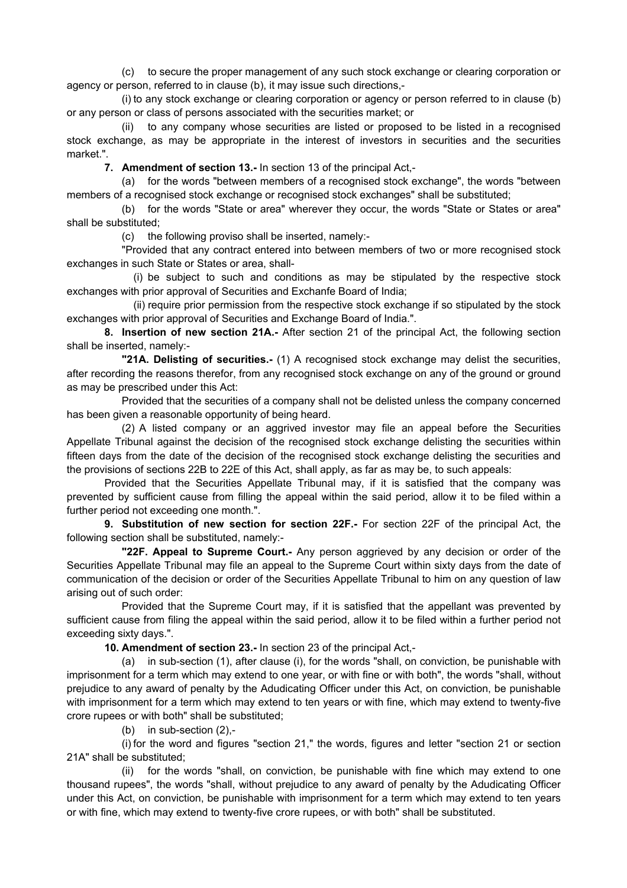(c) to secure the proper management of any such stock exchange or clearing corporation or agency or person, referred to in clause (b), it may issue such directions,-

(i) to any stock exchange or clearing corporation or agency or person referred to in clause (b) or any person or class of persons associated with the securities market; or

(ii) to any company whose securities are listed or proposed to be listed in a recognised stock exchange, as may be appropriate in the interest of investors in securities and the securities market.".

**7. Amendment of section 13.-** In section 13 of the principal Act,-

(a) for the words "between members of a recognised stock exchange", the words "between members of a recognised stock exchange or recognised stock exchanges" shall be substituted;

(b) for the words "State or area" wherever they occur, the words "State or States or area" shall be substituted;

(c) the following proviso shall be inserted, namely:-

"Provided that any contract entered into between members of two or more recognised stock exchanges in such State or States or area, shall-

(i) be subject to such and conditions as may be stipulated by the respective stock exchanges with prior approval of Securities and Exchanfe Board of India;

(ii) require prior permission from the respective stock exchange if so stipulated by the stock exchanges with prior approval of Securities and Exchange Board of India.".

**8. Insertion of new section 21A.-** After section 21 of the principal Act, the following section shall be inserted, namely:-

**"21A. Delisting of securities.-** (1) A recognised stock exchange may delist the securities, after recording the reasons therefor, from any recognised stock exchange on any of the ground or ground as may be prescribed under this Act:

Provided that the securities of a company shall not be delisted unless the company concerned has been given a reasonable opportunity of being heard.

(2) A listed company or an aggrived investor may file an appeal before the Securities Appellate Tribunal against the decision of the recognised stock exchange delisting the securities within fifteen days from the date of the decision of the recognised stock exchange delisting the securities and the provisions of sections 22B to 22E of this Act, shall apply, as far as may be, to such appeals:

Provided that the Securities Appellate Tribunal may, if it is satisfied that the company was prevented by sufficient cause from filling the appeal within the said period, allow it to be filed within a further period not exceeding one month.".

**9. Substitution of new section for section 22F.-** For section 22F of the principal Act, the following section shall be substituted, namely:-

**"22F. Appeal to Supreme Court.-** Any person aggrieved by any decision or order of the Securities Appellate Tribunal may file an appeal to the Supreme Court within sixty days from the date of communication of the decision or order of the Securities Appellate Tribunal to him on any question of law arising out of such order:

Provided that the Supreme Court may, if it is satisfied that the appellant was prevented by sufficient cause from filing the appeal within the said period, allow it to be filed within a further period not exceeding sixty days.".

**10. Amendment of section 23.-** In section 23 of the principal Act,-

(a) in sub-section (1), after clause (i), for the words "shall, on conviction, be punishable with imprisonment for a term which may extend to one year, or with fine or with both", the words "shall, without prejudice to any award of penalty by the Adudicating Officer under this Act, on conviction, be punishable with imprisonment for a term which may extend to ten years or with fine, which may extend to twenty-five crore rupees or with both" shall be substituted;

(b) in sub-section (2),-

(i) for the word and figures "section 21," the words, figures and letter "section 21 or section 21A" shall be substituted;

(ii) for the words "shall, on conviction, be punishable with fine which may extend to one thousand rupees", the words "shall, without prejudice to any award of penalty by the Adudicating Officer under this Act, on conviction, be punishable with imprisonment for a term which may extend to ten years or with fine, which may extend to twenty-five crore rupees, or with both" shall be substituted.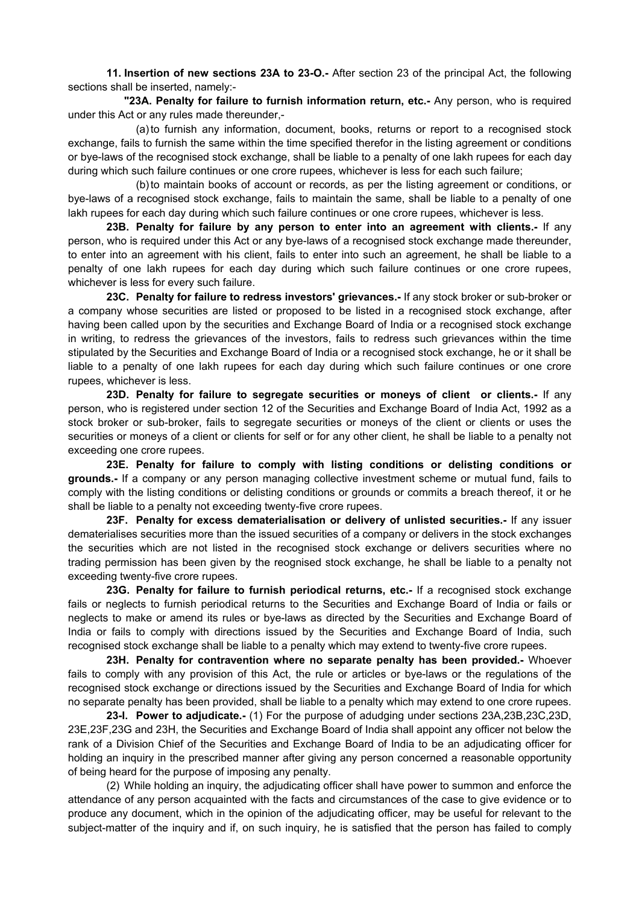**11. Insertion of new sections 23A to 23-O.-** After section 23 of the principal Act, the following sections shall be inserted, namely:-

**"23A. Penalty for failure to furnish information return, etc.-** Any person, who is required under this Act or any rules made thereunder,-

(a) to furnish any information, document, books, returns or report to a recognised stock exchange, fails to furnish the same within the time specified therefor in the listing agreement or conditions or bye-laws of the recognised stock exchange, shall be liable to a penalty of one lakh rupees for each day during which such failure continues or one crore rupees, whichever is less for each such failure;

(b) to maintain books of account or records, as per the listing agreement or conditions, or bye-laws of a recognised stock exchange, fails to maintain the same, shall be liable to a penalty of one lakh rupees for each day during which such failure continues or one crore rupees, whichever is less.

**23B. Penalty for failure by any person to enter into an agreement with clients.-** If any person, who is required under this Act or any bye-laws of a recognised stock exchange made thereunder, to enter into an agreement with his client, fails to enter into such an agreement, he shall be liable to a penalty of one lakh rupees for each day during which such failure continues or one crore rupees, whichever is less for every such failure.

**23C. Penalty for failure to redress investors' grievances.-** If any stock broker or sub-broker or a company whose securities are listed or proposed to be listed in a recognised stock exchange, after having been called upon by the securities and Exchange Board of India or a recognised stock exchange in writing, to redress the grievances of the investors, fails to redress such grievances within the time stipulated by the Securities and Exchange Board of India or a recognised stock exchange, he or it shall be liable to a penalty of one lakh rupees for each day during which such failure continues or one crore rupees, whichever is less.

**23D. Penalty for failure to segregate securities or moneys of client or clients.-** If any person, who is registered under section 12 of the Securities and Exchange Board of India Act, 1992 as a stock broker or sub-broker, fails to segregate securities or moneys of the client or clients or uses the securities or moneys of a client or clients for self or for any other client, he shall be liable to a penalty not exceeding one crore rupees.

**23E. Penalty for failure to comply with listing conditions or delisting conditions or grounds.-** If a company or any person managing collective investment scheme or mutual fund, fails to comply with the listing conditions or delisting conditions or grounds or commits a breach thereof, it or he shall be liable to a penalty not exceeding twenty-five crore rupees.

**23F. Penalty for excess dematerialisation or delivery of unlisted securities.-** If any issuer dematerialises securities more than the issued securities of a company or delivers in the stock exchanges the securities which are not listed in the recognised stock exchange or delivers securities where no trading permission has been given by the reognised stock exchange, he shall be liable to a penalty not exceeding twenty-five crore rupees.

**23G. Penalty for failure to furnish periodical returns, etc.-** If a recognised stock exchange fails or neglects to furnish periodical returns to the Securities and Exchange Board of India or fails or neglects to make or amend its rules or bye-laws as directed by the Securities and Exchange Board of India or fails to comply with directions issued by the Securities and Exchange Board of India, such recognised stock exchange shall be liable to a penalty which may extend to twenty-five crore rupees.

**23H. Penalty for contravention where no separate penalty has been provided.-** Whoever fails to comply with any provision of this Act, the rule or articles or bye-laws or the regulations of the recognised stock exchange or directions issued by the Securities and Exchange Board of India for which no separate penalty has been provided, shall be liable to a penalty which may extend to one crore rupees.

**23-I. Power to adjudicate.-** (1) For the purpose of adudging under sections 23A,23B,23C,23D, 23E,23F,23G and 23H, the Securities and Exchange Board of India shall appoint any officer not below the rank of a Division Chief of the Securities and Exchange Board of India to be an adjudicating officer for holding an inquiry in the prescribed manner after giving any person concerned a reasonable opportunity of being heard for the purpose of imposing any penalty.

(2) While holding an inquiry, the adjudicating officer shall have power to summon and enforce the attendance of any person acquainted with the facts and circumstances of the case to give evidence or to produce any document, which in the opinion of the adjudicating officer, may be useful for relevant to the subject-matter of the inquiry and if, on such inquiry, he is satisfied that the person has failed to comply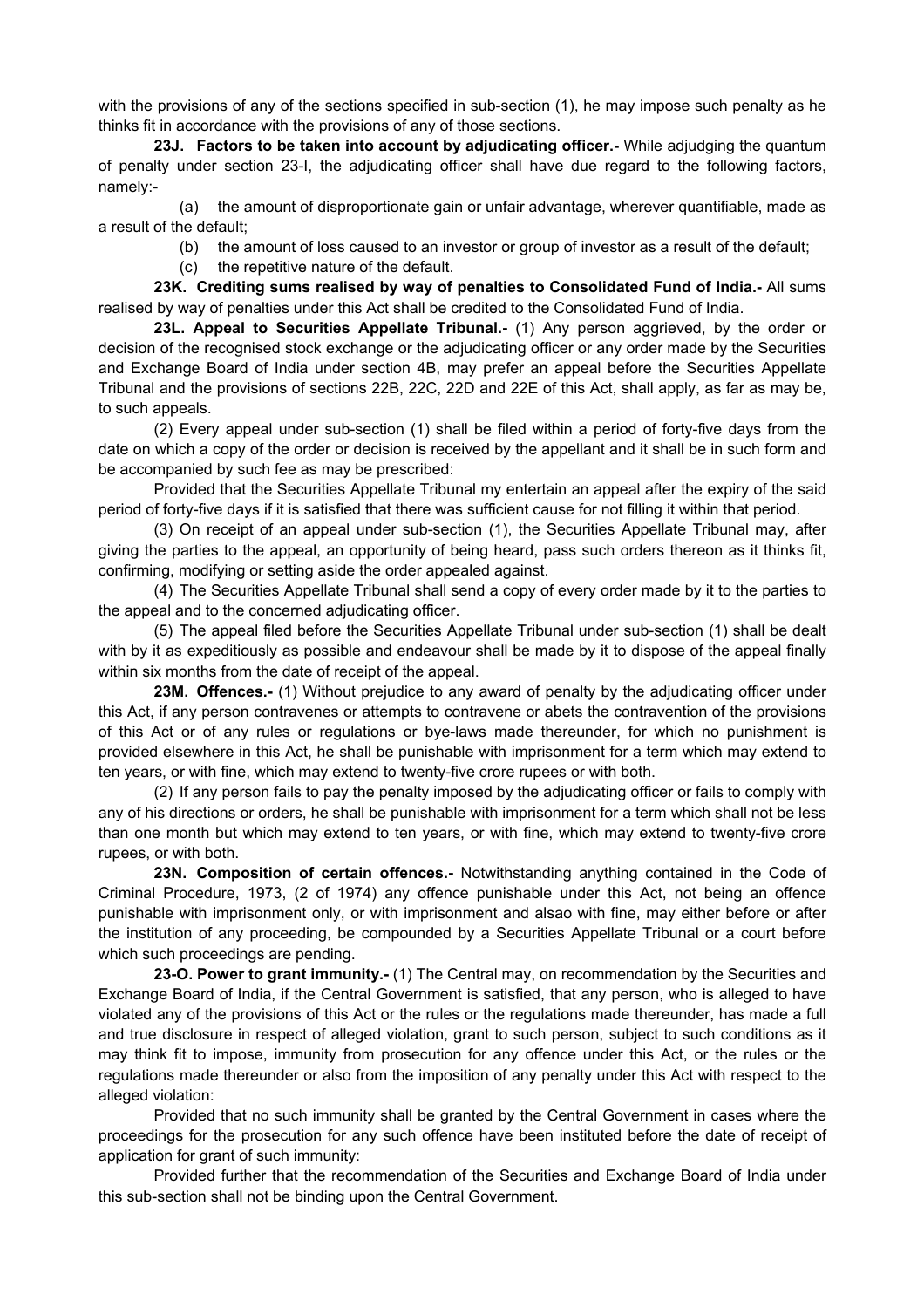with the provisions of any of the sections specified in sub-section (1), he may impose such penalty as he thinks fit in accordance with the provisions of any of those sections.

**23J. Factors to be taken into account by adjudicating officer.-** While adjudging the quantum of penalty under section 23-I, the adjudicating officer shall have due regard to the following factors, namely:-

(a) the amount of disproportionate gain or unfair advantage, wherever quantifiable, made as a result of the default;

(b) the amount of loss caused to an investor or group of investor as a result of the default;

(c) the repetitive nature of the default.

**23K. Crediting sums realised by way of penalties to Consolidated Fund of India.-** All sums realised by way of penalties under this Act shall be credited to the Consolidated Fund of India.

**23L. Appeal to Securities Appellate Tribunal.-** (1) Any person aggrieved, by the order or decision of the recognised stock exchange or the adjudicating officer or any order made by the Securities and Exchange Board of India under section 4B, may prefer an appeal before the Securities Appellate Tribunal and the provisions of sections 22B, 22C, 22D and 22E of this Act, shall apply, as far as may be, to such appeals.

(2) Every appeal under sub-section (1) shall be filed within a period of forty-five days from the date on which a copy of the order or decision is received by the appellant and it shall be in such form and be accompanied by such fee as may be prescribed:

Provided that the Securities Appellate Tribunal my entertain an appeal after the expiry of the said period of forty-five days if it is satisfied that there was sufficient cause for not filling it within that period.

(3) On receipt of an appeal under sub-section (1), the Securities Appellate Tribunal may, after giving the parties to the appeal, an opportunity of being heard, pass such orders thereon as it thinks fit, confirming, modifying or setting aside the order appealed against.

(4) The Securities Appellate Tribunal shall send a copy of every order made by it to the parties to the appeal and to the concerned adjudicating officer.

(5) The appeal filed before the Securities Appellate Tribunal under sub-section (1) shall be dealt with by it as expeditiously as possible and endeavour shall be made by it to dispose of the appeal finally within six months from the date of receipt of the appeal.

**23M. Offences.-** (1) Without prejudice to any award of penalty by the adjudicating officer under this Act, if any person contravenes or attempts to contravene or abets the contravention of the provisions of this Act or of any rules or regulations or bye-laws made thereunder, for which no punishment is provided elsewhere in this Act, he shall be punishable with imprisonment for a term which may extend to ten years, or with fine, which may extend to twenty-five crore rupees or with both.

(2) If any person fails to pay the penalty imposed by the adjudicating officer or fails to comply with any of his directions or orders, he shall be punishable with imprisonment for a term which shall not be less than one month but which may extend to ten years, or with fine, which may extend to twenty-five crore rupees, or with both.

**23N. Composition of certain offences.-** Notwithstanding anything contained in the Code of Criminal Procedure, 1973, (2 of 1974) any offence punishable under this Act, not being an offence punishable with imprisonment only, or with imprisonment and alsao with fine, may either before or after the institution of any proceeding, be compounded by a Securities Appellate Tribunal or a court before which such proceedings are pending.

**23-O. Power to grant immunity.-** (1) The Central may, on recommendation by the Securities and Exchange Board of India, if the Central Government is satisfied, that any person, who is alleged to have violated any of the provisions of this Act or the rules or the regulations made thereunder, has made a full and true disclosure in respect of alleged violation, grant to such person, subject to such conditions as it may think fit to impose, immunity from prosecution for any offence under this Act, or the rules or the regulations made thereunder or also from the imposition of any penalty under this Act with respect to the alleged violation:

Provided that no such immunity shall be granted by the Central Government in cases where the proceedings for the prosecution for any such offence have been instituted before the date of receipt of application for grant of such immunity:

Provided further that the recommendation of the Securities and Exchange Board of India under this sub-section shall not be binding upon the Central Government.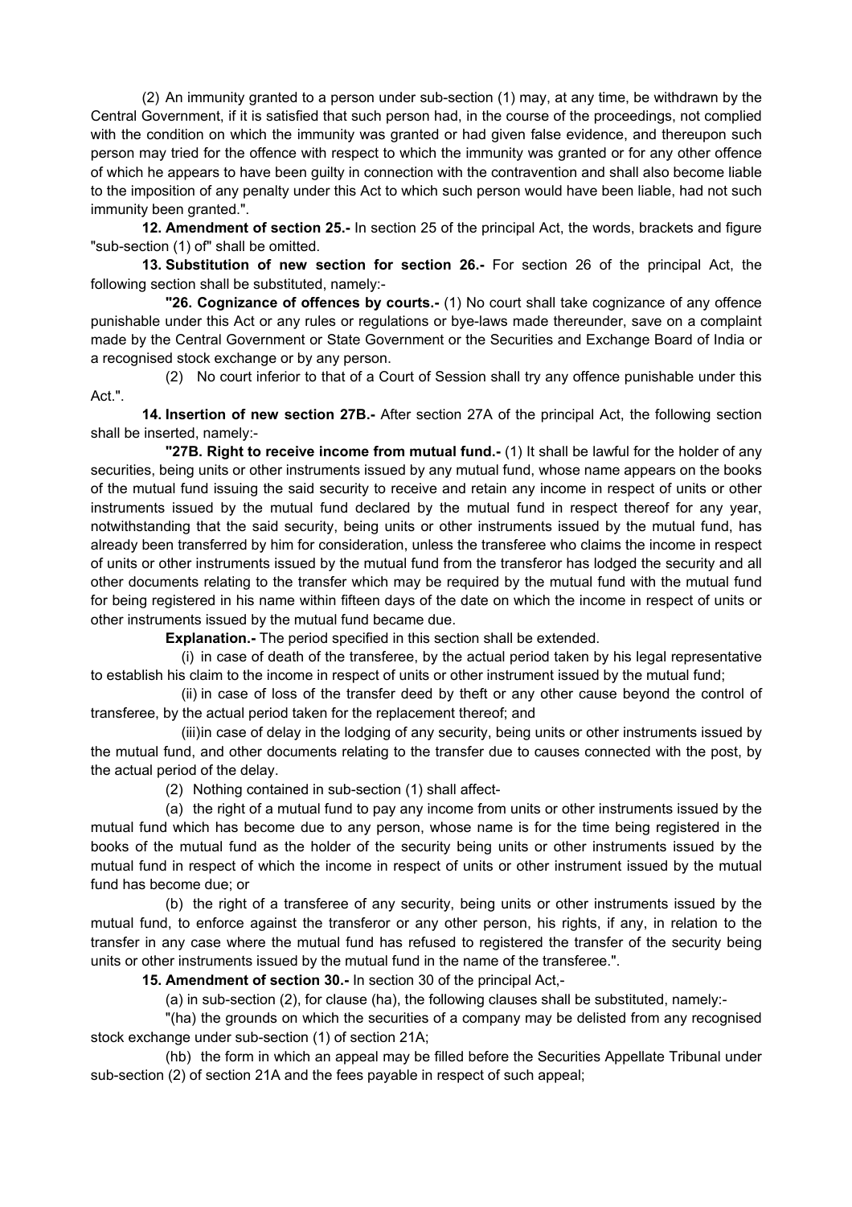(2) An immunity granted to a person under sub-section (1) may, at any time, be withdrawn by the Central Government, if it is satisfied that such person had, in the course of the proceedings, not complied with the condition on which the immunity was granted or had given false evidence, and thereupon such person may tried for the offence with respect to which the immunity was granted or for any other offence of which he appears to have been guilty in connection with the contravention and shall also become liable to the imposition of any penalty under this Act to which such person would have been liable, had not such immunity been granted.".

**12. Amendment of section 25.-** In section 25 of the principal Act, the words, brackets and figure "sub-section (1) of" shall be omitted.

**13. Substitution of new section for section 26.-** For section 26 of the principal Act, the following section shall be substituted, namely:-

**"26. Cognizance of offences by courts.-** (1) No court shall take cognizance of any offence punishable under this Act or any rules or regulations or bye-laws made thereunder, save on a complaint made by the Central Government or State Government or the Securities and Exchange Board of India or a recognised stock exchange or by any person.

(2) No court inferior to that of a Court of Session shall try any offence punishable under this Act.".

**14. Insertion of new section 27B.-** After section 27A of the principal Act, the following section shall be inserted, namely:-

**"27B. Right to receive income from mutual fund.-** (1) It shall be lawful for the holder of any securities, being units or other instruments issued by any mutual fund, whose name appears on the books of the mutual fund issuing the said security to receive and retain any income in respect of units or other instruments issued by the mutual fund declared by the mutual fund in respect thereof for any year, notwithstanding that the said security, being units or other instruments issued by the mutual fund, has already been transferred by him for consideration, unless the transferee who claims the income in respect of units or other instruments issued by the mutual fund from the transferor has lodged the security and all other documents relating to the transfer which may be required by the mutual fund with the mutual fund for being registered in his name within fifteen days of the date on which the income in respect of units or other instruments issued by the mutual fund became due.

**Explanation.-** The period specified in this section shall be extended.

(i) in case of death of the transferee, by the actual period taken by his legal representative to establish his claim to the income in respect of units or other instrument issued by the mutual fund;

(ii) in case of loss of the transfer deed by theft or any other cause beyond the control of transferee, by the actual period taken for the replacement thereof; and

(iii)in case of delay in the lodging of any security, being units or other instruments issued by the mutual fund, and other documents relating to the transfer due to causes connected with the post, by the actual period of the delay.

(2) Nothing contained in sub-section (1) shall affect-

(a) the right of a mutual fund to pay any income from units or other instruments issued by the mutual fund which has become due to any person, whose name is for the time being registered in the books of the mutual fund as the holder of the security being units or other instruments issued by the mutual fund in respect of which the income in respect of units or other instrument issued by the mutual fund has become due; or

(b) the right of a transferee of any security, being units or other instruments issued by the mutual fund, to enforce against the transferor or any other person, his rights, if any, in relation to the transfer in any case where the mutual fund has refused to registered the transfer of the security being units or other instruments issued by the mutual fund in the name of the transferee.".

**15. Amendment of section 30.-** In section 30 of the principal Act,-

(a) in sub-section (2), for clause (ha), the following clauses shall be substituted, namely:-

"(ha) the grounds on which the securities of a company may be delisted from any recognised stock exchange under sub-section (1) of section 21A;

(hb) the form in which an appeal may be filled before the Securities Appellate Tribunal under sub-section (2) of section 21A and the fees payable in respect of such appeal;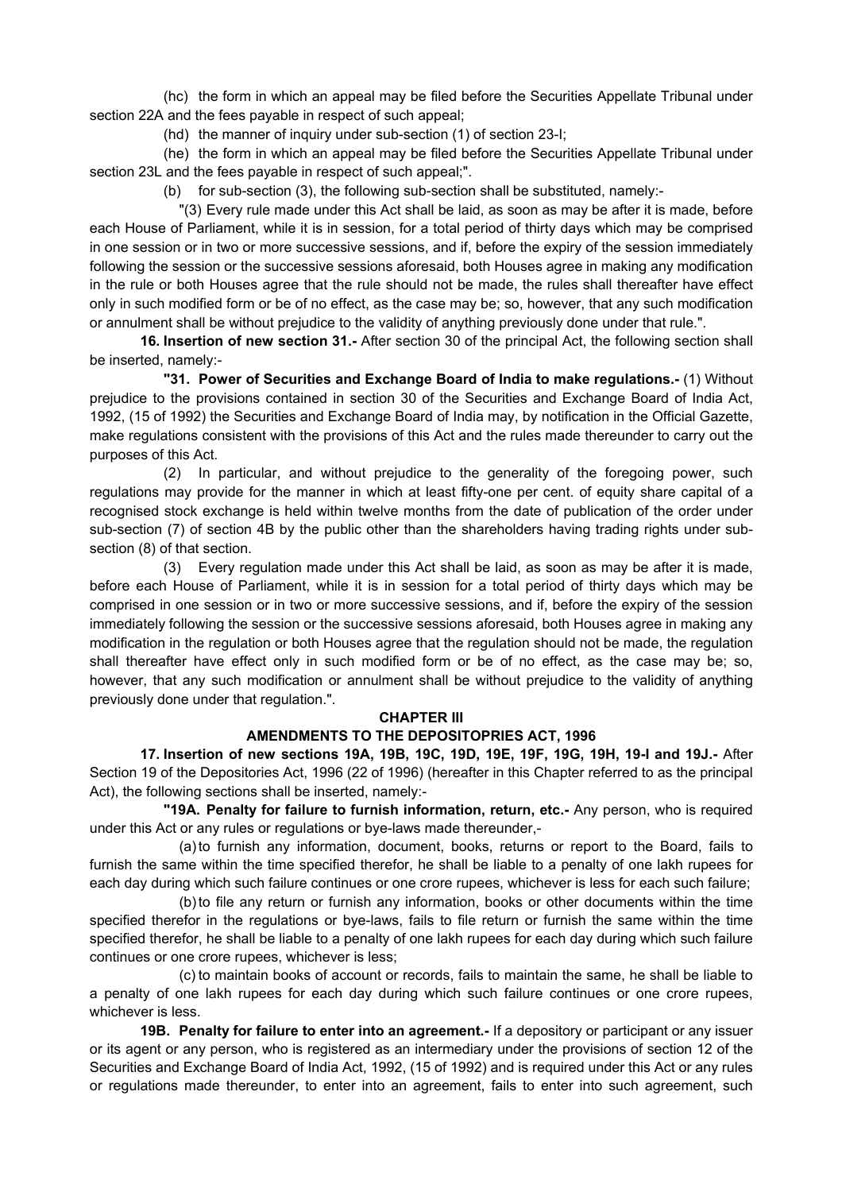(hc) the form in which an appeal may be filed before the Securities Appellate Tribunal under section 22A and the fees payable in respect of such appeal;

(hd) the manner of inquiry under sub-section (1) of section 23-I;

(he) the form in which an appeal may be filed before the Securities Appellate Tribunal under section 23L and the fees payable in respect of such appeal;".

(b) for sub-section (3), the following sub-section shall be substituted, namely:-

"(3) Every rule made under this Act shall be laid, as soon as may be after it is made, before each House of Parliament, while it is in session, for a total period of thirty days which may be comprised in one session or in two or more successive sessions, and if, before the expiry of the session immediately following the session or the successive sessions aforesaid, both Houses agree in making any modification in the rule or both Houses agree that the rule should not be made, the rules shall thereafter have effect only in such modified form or be of no effect, as the case may be; so, however, that any such modification or annulment shall be without prejudice to the validity of anything previously done under that rule.".

**16. Insertion of new section 31.-** After section 30 of the principal Act, the following section shall be inserted, namely:-

**"31. Power of Securities and Exchange Board of India to make regulations.-** (1) Without prejudice to the provisions contained in section 30 of the Securities and Exchange Board of India Act, 1992, (15 of 1992) the Securities and Exchange Board of India may, by notification in the Official Gazette, make regulations consistent with the provisions of this Act and the rules made thereunder to carry out the purposes of this Act.

(2) In particular, and without prejudice to the generality of the foregoing power, such regulations may provide for the manner in which at least fifty-one per cent. of equity share capital of a recognised stock exchange is held within twelve months from the date of publication of the order under sub-section (7) of section 4B by the public other than the shareholders having trading rights under sub-section (8) of that section.

(3) Every regulation made under this Act shall be laid, as soon as may be after it is made, before each House of Parliament, while it is in session for a total period of thirty days which may be comprised in one session or in two or more successive sessions, and if, before the expiry of the session immediately following the session or the successive sessions aforesaid, both Houses agree in making any modification in the regulation or both Houses agree that the regulation should not be made, the regulation shall thereafter have effect only in such modified form or be of no effect, as the case may be; so, however, that any such modification or annulment shall be without prejudice to the validity of anything previously done under that regulation.".

## CHAPTER III

## AMENDMENTS TO THE DEPOSITOPRIES ACT, 1996

**17. Insertion of new sections 19A, 19B, 19C, 19D, 19E, 19F, 19G, 19H, 19-I and 19J.-** After Section 19 of the Depositories Act, 1996 (22 of 1996) (hereafter in this Chapter referred to as the principal Act), the following sections shall be inserted, namely:-

**"19A. Penalty for failure to furnish information, return, etc.-** Any person, who is required under this Act or any rules or regulations or bye-laws made thereunder,-

(a) to furnish any information, document, books, returns or report to the Board, fails to furnish the same within the time specified therefor, he shall be liable to a penalty of one lakh rupees for each day during which such failure continues or one crore rupees, whichever is less for each such failure;

(b) to file any return or furnish any information, books or other documents within the time specified therefor in the regulations or bye-laws, fails to file return or furnish the same within the time specified therefor, he shall be liable to a penalty of one lakh rupees for each day during which such failure continues or one crore rupees, whichever is less;

(c) to maintain books of account or records, fails to maintain the same, he shall be liable to a penalty of one lakh rupees for each day during which such failure continues or one crore rupees, whichever is less.

**19B. Penalty for failure to enter into an agreement.-** If a depository or participant or any issuer or its agent or any person, who is registered as an intermediary under the provisions of section 12 of the Securities and Exchange Board of India Act, 1992, (15 of 1992) and is required under this Act or any rules or regulations made thereunder, to enter into an agreement, fails to enter into such agreement, such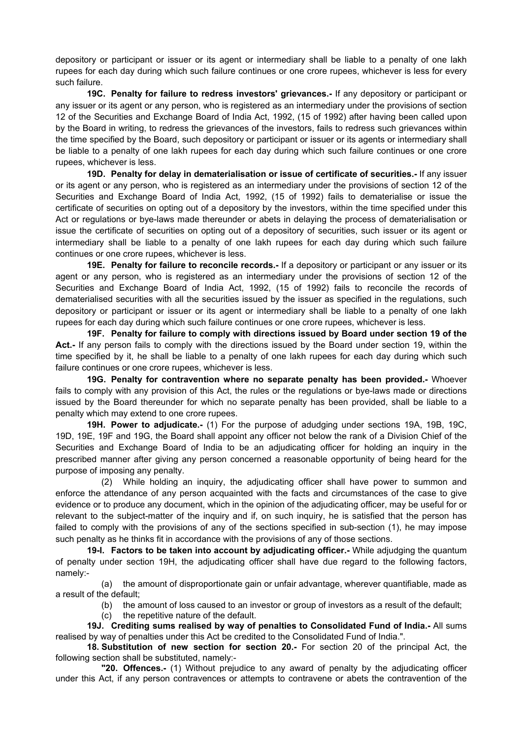depository or participant or issuer or its agent or intermediary shall be liable to a penalty of one lakh rupees for each day during which such failure continues or one crore rupees, whichever is less for every such failure.

**19C. Penalty for failure to redress investors' grievances.-** If any depository or participant or any issuer or its agent or any person, who is registered as an intermediary under the provisions of section 12 of the Securities and Exchange Board of India Act, 1992, (15 of 1992) after having been called upon by the Board in writing, to redress the grievances of the investors, fails to redress such grievances within the time specified by the Board, such depository or participant or issuer or its agents or intermediary shall be liable to a penalty of one lakh rupees for each day during which such failure continues or one crore rupees, whichever is less.

**19D. Penalty for delay in dematerialisation or issue of certificate of securities.-** If any issuer or its agent or any person, who is registered as an intermediary under the provisions of section 12 of the Securities and Exchange Board of India Act, 1992, (15 of 1992) fails to dematerialise or issue the certificate of securities on opting out of a depository by the investors, within the time specified under this Act or regulations or bye-laws made thereunder or abets in delaying the process of dematerialisation or issue the certificate of securities on opting out of a depository of securities, such issuer or its agent or intermediary shall be liable to a penalty of one lakh rupees for each day during which such failure continues or one crore rupees, whichever is less.

**19E. Penalty for failure to reconcile records.-** If a depository or participant or any issuer or its agent or any person, who is registered as an intermediary under the provisions of section 12 of the Securities and Exchange Board of India Act, 1992, (15 of 1992) fails to reconcile the records of dematerialised securities with all the securities issued by the issuer as specified in the regulations, such depository or participant or issuer or its agent or intermediary shall be liable to a penalty of one lakh rupees for each day during which such failure continues or one crore rupees, whichever is less.

**19F. Penalty for failure to comply with directions issued by Board under section 19 of the Act.-** If any person fails to comply with the directions issued by the Board under section 19, within the time specified by it, he shall be liable to a penalty of one lakh rupees for each day during which such failure continues or one crore rupees, whichever is less.

**19G. Penalty for contravention where no separate penalty has been provided.-** Whoever fails to comply with any provision of this Act, the rules or the regulations or bye-laws made or directions issued by the Board thereunder for which no separate penalty has been provided, shall be liable to a penalty which may extend to one crore rupees.

**19H. Power to adjudicate.-** (1) For the purpose of adudging under sections 19A, 19B, 19C, 19D, 19E, 19F and 19G, the Board shall appoint any officer not below the rank of a Division Chief of the Securities and Exchange Board of India to be an adjudicating officer for holding an inquiry in the prescribed manner after giving any person concerned a reasonable opportunity of being heard for the purpose of imposing any penalty.

(2) While holding an inquiry, the adjudicating officer shall have power to summon and enforce the attendance of any person acquainted with the facts and circumstances of the case to give evidence or to produce any document, which in the opinion of the adjudicating officer, may be useful for or relevant to the subject-matter of the inquiry and if, on such inquiry, he is satisfied that the person has failed to comply with the provisions of any of the sections specified in sub-section (1), he may impose such penalty as he thinks fit in accordance with the provisions of any of those sections.

**19-I. Factors to be taken into account by adjudicating officer.-** While adjudging the quantum of penalty under section 19H, the adjudicating officer shall have due regard to the following factors, namely:-

(a) the amount of disproportionate gain or unfair advantage, wherever quantifiable, made as a result of the default;

(b) the amount of loss caused to an investor or group of investors as a result of the default;

(c) the repetitive nature of the default.

**19J. Crediting sums realised by way of penalties to Consolidated Fund of India.-** All sums realised by way of penalties under this Act be credited to the Consolidated Fund of India.".

**18. Substitution of new section for section 20.-** For section 20 of the principal Act, the following section shall be substituted, namely:-

**"20. Offences.-** (1) Without prejudice to any award of penalty by the adjudicating officer under this Act, if any person contravences or attempts to contravene or abets the contravention of the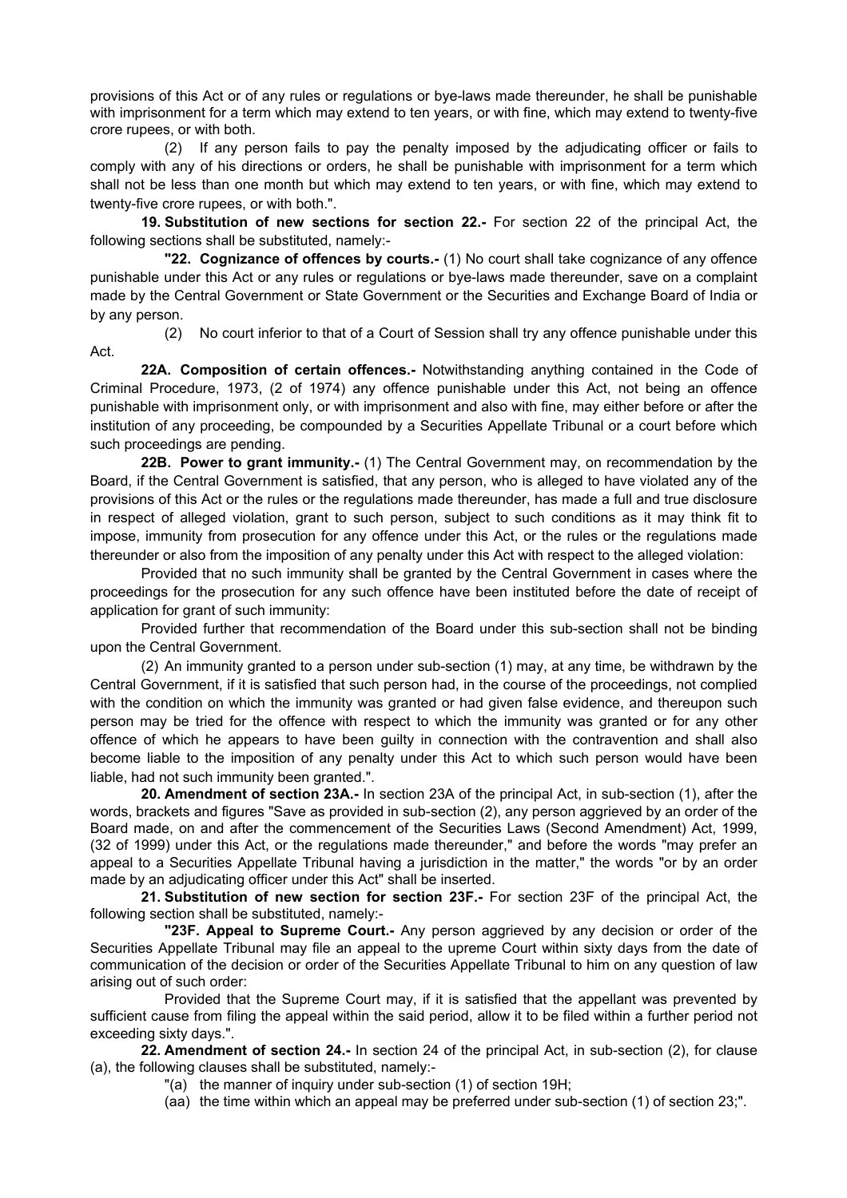provisions of this Act or of any rules or regulations or bye-laws made thereunder, he shall be punishable with imprisonment for a term which may extend to ten years, or with fine, which may extend to twenty-five crore rupees, or with both.

(2) If any person fails to pay the penalty imposed by the adjudicating officer or fails to comply with any of his directions or orders, he shall be punishable with imprisonment for a term which shall not be less than one month but which may extend to ten years, or with fine, which may extend to twenty-five crore rupees, or with both.".

**19. Substitution of new sections for section 22.-** For section 22 of the principal Act, the following sections shall be substituted, namely:-

**"22. Cognizance of offences by courts.-** (1) No court shall take cognizance of any offence punishable under this Act or any rules or regulations or bye-laws made thereunder, save on a complaint made by the Central Government or State Government or the Securities and Exchange Board of India or by any person.

(2) No court inferior to that of a Court of Session shall try any offence punishable under this Act.

**22A. Composition of certain offences.-** Notwithstanding anything contained in the Code of Criminal Procedure, 1973, (2 of 1974) any offence punishable under this Act, not being an offence punishable with imprisonment only, or with imprisonment and also with fine, may either before or after the institution of any proceeding, be compounded by a Securities Appellate Tribunal or a court before which such proceedings are pending.

**22B. Power to grant immunity.-** (1) The Central Government may, on recommendation by the Board, if the Central Government is satisfied, that any person, who is alleged to have violated any of the provisions of this Act or the rules or the regulations made thereunder, has made a full and true disclosure in respect of alleged violation, grant to such person, subject to such conditions as it may think fit to impose, immunity from prosecution for any offence under this Act, or the rules or the regulations made thereunder or also from the imposition of any penalty under this Act with respect to the alleged violation:

Provided that no such immunity shall be granted by the Central Government in cases where the proceedings for the prosecution for any such offence have been instituted before the date of receipt of application for grant of such immunity:

Provided further that recommendation of the Board under this sub-section shall not be binding upon the Central Government.

(2) An immunity granted to a person under sub-section (1) may, at any time, be withdrawn by the Central Government, if it is satisfied that such person had, in the course of the proceedings, not complied with the condition on which the immunity was granted or had given false evidence, and thereupon such person may be tried for the offence with respect to which the immunity was granted or for any other offence of which he appears to have been guilty in connection with the contravention and shall also become liable to the imposition of any penalty under this Act to which such person would have been liable, had not such immunity been granted.".

**20. Amendment of section 23A.-** In section 23A of the principal Act, in sub-section (1), after the words, brackets and figures "Save as provided in sub-section (2), any person aggrieved by an order of the Board made, on and after the commencement of the Securities Laws (Second Amendment) Act, 1999, (32 of 1999) under this Act, or the regulations made thereunder," and before the words "may prefer an appeal to a Securities Appellate Tribunal having a jurisdiction in the matter," the words "or by an order made by an adjudicating officer under this Act" shall be inserted.

**21. Substitution of new section for section 23F.-** For section 23F of the principal Act, the following section shall be substituted, namely:-

**"23F. Appeal to Supreme Court.-** Any person aggrieved by any decision or order of the Securities Appellate Tribunal may file an appeal to the upreme Court within sixty days from the date of communication of the decision or order of the Securities Appellate Tribunal to him on any question of law arising out of such order:

Provided that the Supreme Court may, if it is satisfied that the appellant was prevented by sufficient cause from filing the appeal within the said period, allow it to be filed within a further period not exceeding sixty days.".

**22. Amendment of section 24.-** In section 24 of the principal Act, in sub-section (2), for clause (a), the following clauses shall be substituted, namely:-

"(a) the manner of inquiry under sub-section (1) of section 19H;

(aa) the time within which an appeal may be preferred under sub-section (1) of section 23;".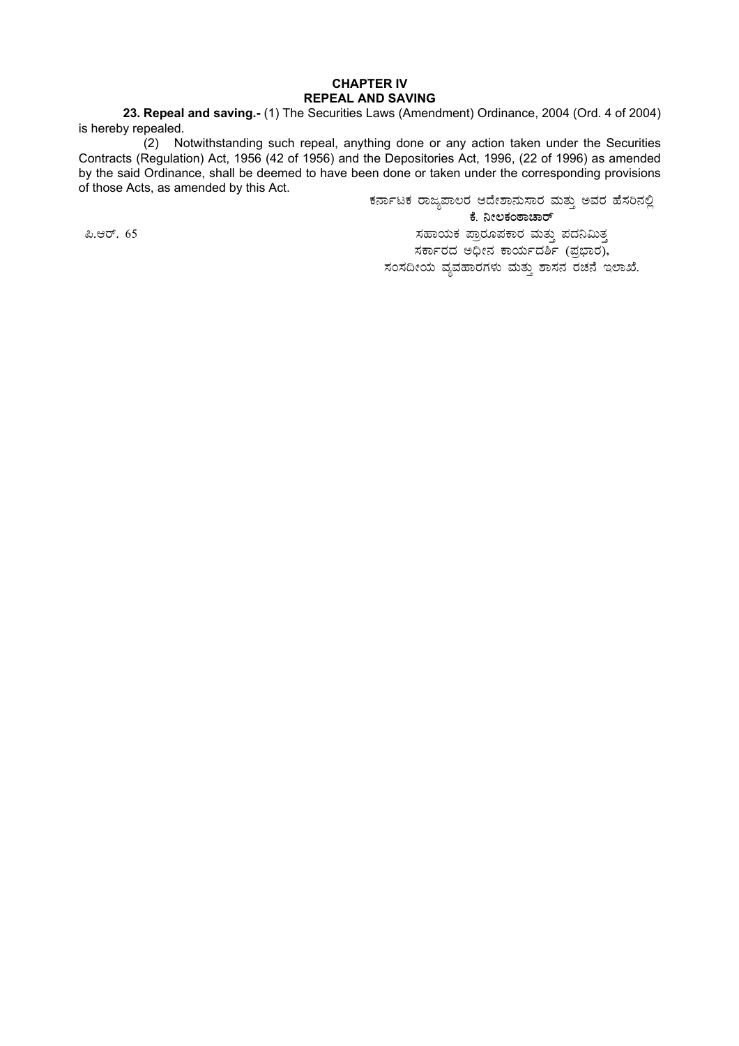## CHAPTER IV
## REPEAL AND SAVING

**23. Repeal and saving.-** (1) The Securities Laws (Amendment) Ordinance, 2004 (Ord. 4 of 2004) is hereby repealed.

(2) Notwithstanding such repeal, anything done or any action taken under the Securities Contracts (Regulation) Act, 1956 (42 of 1956) and the Depositories Act, 1996, (22 of 1996) as amended by the said Ordinance, shall be deemed to have been done or taken under the corresponding provisions of those Acts, as amended by this Act.

ಕರ್ನಾಟಕ ರಾಜ್ಯಪಾಲರ ಆದೇಶಾನುಸಾರ ಮತ್ತು ಅವರ ಹೆಸರಿನಲ್ಲಿ

**ಕೆ. ನೀಲಕಂಠಾಚಾರ್**

ಸಹಾಯಕ ಪ್ರಾರೂಪಕಾರ ಮತ್ತು ಪದನಿಮಿತ್ತ

ಸರ್ಕಾರದ ಅಧೀನ ಕಾರ್ಯದರ್ಶಿ (ಪ್ರಭಾರ),

ಸಂಸದೀಯ ವ್ಯವಹಾರಗಳು ಮತ್ತು ಶಾಸನ ರಚನೆ ಇಲಾಖೆ.

ಪಿ.ಆರ್. 65